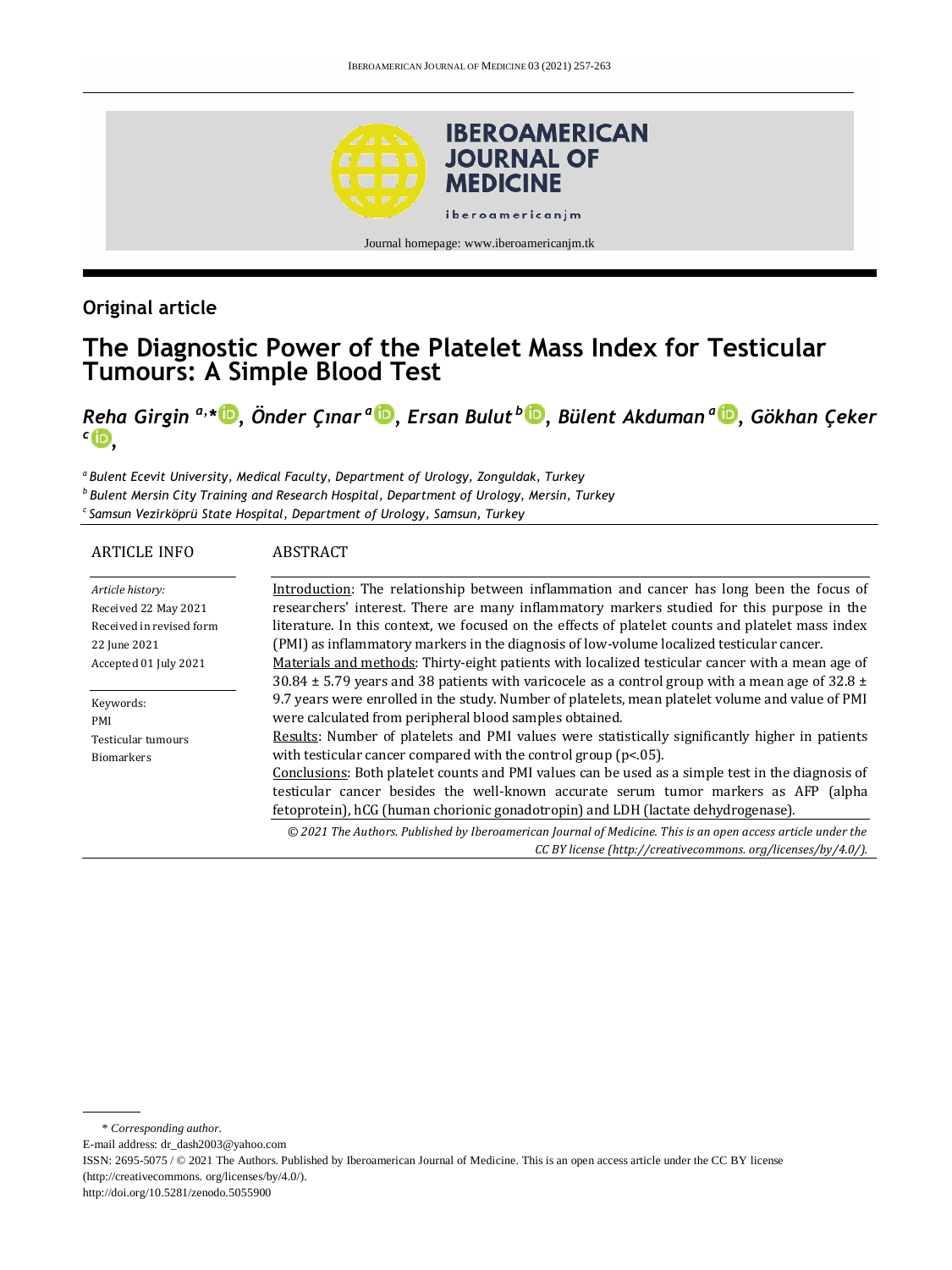Original article

# The Diagnostic Power of the Platelet Mass Index for Testicular Tumours: A Simple Blood Test

***Reha Girgin*** [a,*], ***Önder Çınar*** [a], ***Ersan Bulut*** [b], ***Bülent Akduman*** [a], ***Gökhan Çeker*** [c]

[a] *Bulent Ecevit University, Medical Faculty, Department of Urology, Zonguldak, Turkey*
[b] *Bulent Mersin City Training and Research Hospital, Department of Urology, Mersin, Turkey*
[c] *Samsun Vezirköprü State Hospital, Department of Urology, Samsun, Turkey*

## ARTICLE INFO

*Article history:*
Received 22 May 2021
Received in revised form 22 June 2021
Accepted 01 July 2021

Keywords:
PMI
Testicular tumours
Biomarkers

## ABSTRACT

Introduction: The relationship between inflammation and cancer has long been the focus of researchers' interest. There are many inflammatory markers studied for this purpose in the literature. In this context, we focused on the effects of platelet counts and platelet mass index (PMI) as inflammatory markers in the diagnosis of low-volume localized testicular cancer.

Materials and methods: Thirty-eight patients with localized testicular cancer with a mean age of 30.84 ± 5.79 years and 38 patients with varicocele as a control group with a mean age of 32.8 ± 9.7 years were enrolled in the study. Number of platelets, mean platelet volume and value of PMI were calculated from peripheral blood samples obtained.

Results: Number of platelets and PMI values were statistically significantly higher in patients with testicular cancer compared with the control group ($p<.05$).

Conclusions: Both platelet counts and PMI values can be used as a simple test in the diagnosis of testicular cancer besides the well-known accurate serum tumor markers as AFP (alpha fetoprotein), hCG (human chorionic gonadotropin) and LDH (lactate dehydrogenase).

*© 2021 The Authors. Published by Iberoamerican Journal of Medicine. This is an open access article under the CC BY license (http://creativecommons. org/licenses/by/4.0/).*

---

\* *Corresponding author.*
E-mail address: dr_dash2003@yahoo.com
ISSN: 2695-5075 / © 2021 The Authors. Published by Iberoamerican Journal of Medicine. This is an open access article under the CC BY license (http://creativecommons. org/licenses/by/4.0/).
http://doi.org/10.5281/zenodo.5055900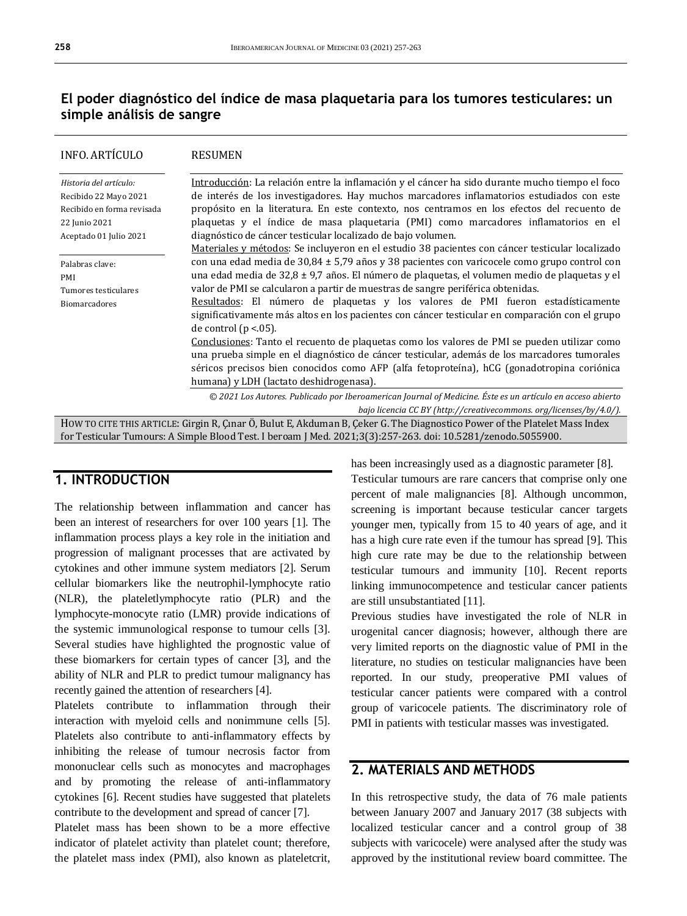## El poder diagnóstico del índice de masa plaquetaria para los tumores testiculares: un simple análisis de sangre

| INFO. ARTÍCULO | RESUMEN |
|---|---|

*Historia del artículo:*
Recibido 22 Mayo 2021
Recibido en forma revisada 22 Junio 2021
Aceptado 01 Julio 2021

Palabras clave:
PMI
Tumores testiculares
Biomarcadores

Introducción: La relación entre la inflamación y el cáncer ha sido durante mucho tiempo el foco de interés de los investigadores. Hay muchos marcadores inflamatorios estudiados con este propósito en la literatura. En este contexto, nos centramos en los efectos del recuento de plaquetas y el índice de masa plaquetaria (PMI) como marcadores inflamatorios en el diagnóstico de cáncer testicular localizado de bajo volumen.
Materiales y métodos: Se incluyeron en el estudio 38 pacientes con cáncer testicular localizado con una edad media de 30,84 ± 5,79 años y 38 pacientes con varicocele como grupo control con una edad media de 32,8 ± 9,7 años. El número de plaquetas, el volumen medio de plaquetas y el valor de PMI se calcularon a partir de muestras de sangre periférica obtenidas.
Resultados: El número de plaquetas y los valores de PMI fueron estadísticamente significativamente más altos en los pacientes con cáncer testicular en comparación con el grupo de control ($p < .05$).
Conclusiones: Tanto el recuento de plaquetas como los valores de PMI se pueden utilizar como una prueba simple en el diagnóstico de cáncer testicular, además de los marcadores tumorales séricos precisos bien conocidos como AFP (alfa fetoproteína), hCG (gonadotropina coriónica humana) y LDH (lactato deshidrogenasa).

*© 2021 Los Autores. Publicado por Iberoamerican Journal of Medicine. Éste es un artículo en acceso abierto bajo licencia CC BY (http://creativecommons.org/licenses/by/4.0/).*

HOW TO CITE THIS ARTICLE: Girgin R, Çınar Ö, Bulut E, Akduman B, Çeker G. The Diagnostico Power of the Platelet Mass Index for Testicular Tumours: A Simple Blood Test. I beroam J Med. 2021;3(3):257-263. doi: 10.5281/zenodo.5055900.

## 1. INTRODUCTION

The relationship between inflammation and cancer has been an interest of researchers for over 100 years [1]. The inflammation process plays a key role in the initiation and progression of malignant processes that are activated by cytokines and other immune system mediators [2]. Serum cellular biomarkers like the neutrophil-lymphocyte ratio (NLR), the plateletlymphocyte ratio (PLR) and the lymphocyte-monocyte ratio (LMR) provide indications of the systemic immunological response to tumour cells [3]. Several studies have highlighted the prognostic value of these biomarkers for certain types of cancer [3], and the ability of NLR and PLR to predict tumour malignancy has recently gained the attention of researchers [4].

Platelets contribute to inflammation through their interaction with myeloid cells and nonimmune cells [5]. Platelets also contribute to anti-inflammatory effects by inhibiting the release of tumour necrosis factor from mononuclear cells such as monocytes and macrophages and by promoting the release of anti-inflammatory cytokines [6]. Recent studies have suggested that platelets contribute to the development and spread of cancer [7].

Platelet mass has been shown to be a more effective indicator of platelet activity than platelet count; therefore, the platelet mass index (PMI), also known as plateletcrit, has been increasingly used as a diagnostic parameter [8].

Testicular tumours are rare cancers that comprise only one percent of male malignancies [8]. Although uncommon, screening is important because testicular cancer targets younger men, typically from 15 to 40 years of age, and it has a high cure rate even if the tumour has spread [9]. This high cure rate may be due to the relationship between testicular tumours and immunity [10]. Recent reports linking immunocompetence and testicular cancer patients are still unsubstantiated [11].

Previous studies have investigated the role of NLR in urogenital cancer diagnosis; however, although there are very limited reports on the diagnostic value of PMI in the literature, no studies on testicular malignancies have been reported. In our study, preoperative PMI values of testicular cancer patients were compared with a control group of varicocele patients. The discriminatory role of PMI in patients with testicular masses was investigated.

## 2. MATERIALS AND METHODS

In this retrospective study, the data of 76 male patients between January 2007 and January 2017 (38 subjects with localized testicular cancer and a control group of 38 subjects with varicocele) were analysed after the study was approved by the institutional review board committee. The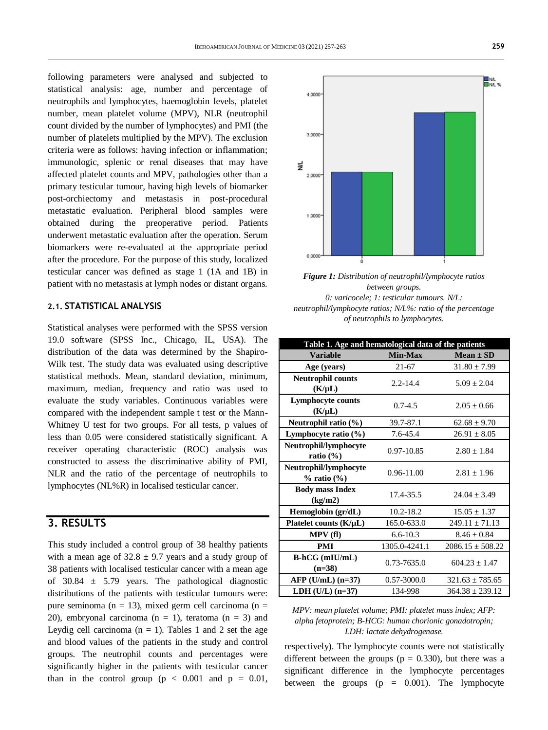following parameters were analysed and subjected to statistical analysis: age, number and percentage of neutrophils and lymphocytes, haemoglobin levels, platelet number, mean platelet volume (MPV), NLR (neutrophil count divided by the number of lymphocytes) and PMI (the number of platelets multiplied by the MPV). The exclusion criteria were as follows: having infection or inflammation; immunologic, splenic or renal diseases that may have affected platelet counts and MPV, pathologies other than a primary testicular tumour, having high levels of biomarker post-orchiectomy and metastasis in post-procedural metastatic evaluation. Peripheral blood samples were obtained during the preoperative period. Patients underwent metastatic evaluation after the operation. Serum biomarkers were re-evaluated at the appropriate period after the procedure. For the purpose of this study, localized testicular cancer was defined as stage 1 (1A and 1B) in patient with no metastasis at lymph nodes or distant organs.

### 2.1. STATISTICAL ANALYSIS

Statistical analyses were performed with the SPSS version 19.0 software (SPSS Inc., Chicago, IL, USA). The distribution of the data was determined by the Shapiro-Wilk test. The study data was evaluated using descriptive statistical methods. Mean, standard deviation, minimum, maximum, median, frequency and ratio was used to evaluate the study variables. Continuous variables were compared with the independent sample t test or the Mann-Whitney U test for two groups. For all tests, p values of less than 0.05 were considered statistically significant. A receiver operating characteristic (ROC) analysis was constructed to assess the discriminative ability of PMI, NLR and the ratio of the percentage of neutrophils to lymphocytes (NL%R) in localised testicular cancer.

## 3. RESULTS

This study included a control group of 38 healthy patients with a mean age of $32.8 \pm 9.7$ years and a study group of 38 patients with localised testicular cancer with a mean age of $30.84 \pm 5.79$ years. The pathological diagnostic distributions of the patients with testicular tumours were: pure seminoma (n = 13), mixed germ cell carcinoma (n = 20), embryonal carcinoma (n = 1), teratoma (n = 3) and Leydig cell carcinoma (n = 1). Tables 1 and 2 set the age and blood values of the patients in the study and control groups. The neutrophil counts and percentages were significantly higher in the patients with testicular cancer than in the control group ($p < 0.001$ and $p = 0.01$, respectively). The lymphocyte counts were not statistically different between the groups ($p = 0.330$), but there was a significant difference in the lymphocyte percentages between the groups ($p = 0.001$). The lymphocyte

*Figure 1: Distribution of neutrophil/lymphocyte ratios between groups. 0: varicocele; 1: testicular tumours. N/L: neutrophil/lymphocyte ratios; N/L%: ratio of the percentage of neutrophils to lymphocytes.*

**Table 1. Age and hematological data of the patients**

| Variable | Min-Max | Mean ± SD |
|---|---|---|
| Age (years) | 21-67 | 31.80 ± 7.99 |
| Neutrophil counts (K/µL) | 2.2-14.4 | 5.09 ± 2.04 |
| Lymphocyte counts (K/µL) | 0.7-4.5 | 2.05 ± 0.66 |
| Neutrophil ratio (%) | 39.7-87.1 | 62.68 ± 9.70 |
| Lymphocyte ratio (%) | 7.6-45.4 | 26.91 ± 8.05 |
| Neutrophil/lymphocyte ratio (%) | 0.97-10.85 | 2.80 ± 1.84 |
| Neutrophil/lymphocyte % ratio (%) | 0.96-11.00 | 2.81 ± 1.96 |
| Body mass Index (kg/m2) | 17.4-35.5 | 24.04 ± 3.49 |
| Hemoglobin (gr/dL) | 10.2-18.2 | 15.05 ± 1.37 |
| Platelet counts (K/µL) | 165.0-633.0 | 249.11 ± 71.13 |
| MPV (fl) | 6.6-10.3 | 8.46 ± 0.84 |
| PMI | 1305.0-4241.1 | 2086.15 ± 508.22 |
| B-hCG (mIU/mL) (n=38) | 0.73-7635.0 | 604.23 ± 1.47 |
| AFP (U/mL) (n=37) | 0.57-3000.0 | 321.63 ± 785.65 |
| LDH (U/L) (n=37) | 134-998 | 364.38 ± 239.12 |

*MPV: mean platelet volume; PMI: platelet mass index; AFP: alpha fetoprotein; B-HCG: human chorionic gonadotropin; LDH: lactate dehydrogenase.*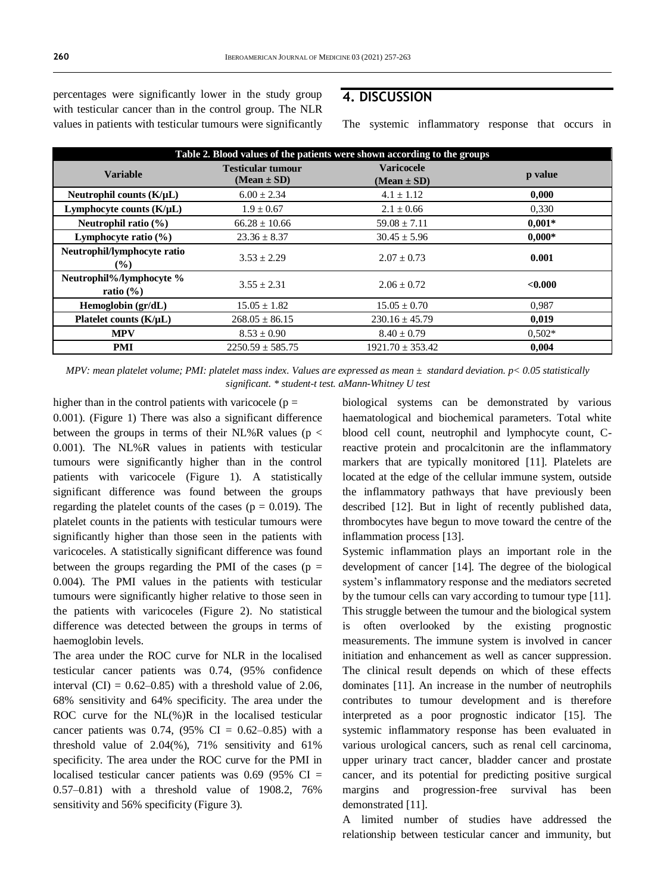percentages were significantly lower in the study group with testicular cancer than in the control group. The NLR values in patients with testicular tumours were significantly higher than in the control patients with varicocele ($p = 0.001$). (Figure 1) There was also a significant difference between the groups in terms of their NL%R values ($p < 0.001$). The NL%R values in patients with testicular tumours were significantly higher than in the control patients with varicocele (Figure 1). A statistically significant difference was found between the groups regarding the platelet counts of the cases ($p = 0.019$). The platelet counts in the patients with testicular tumours were significantly higher than those seen in the patients with varicoceles. A statistically significant difference was found between the groups regarding the PMI of the cases ($p = 0.004$). The PMI values in the patients with testicular tumours were significantly higher relative to those seen in the patients with varicoceles (Figure 2). No statistical difference was detected between the groups in terms of haemoglobin levels.

| Table 2. Blood values of the patients were shown according to the groups | | | |
|---|---|---|---|
| **Variable** | **Testicular tumour (Mean ± SD)** | **Varicocele (Mean ± SD)** | **p value** |
| **Neutrophil counts (K/μL)** | 6.00 ± 2.34 | 4.1 ± 1.12 | **0,000** |
| **Lymphocyte counts (K/μL)** | 1.9 ± 0.67 | 2.1 ± 0.66 | 0,330 |
| **Neutrophil ratio (%)** | 66.28 ± 10.66 | 59.08 ± 7.11 | **0,001*** |
| **Lymphocyte ratio (%)** | 23.36 ± 8.37 | 30.45 ± 5.96 | **0,000*** |
| **Neutrophil/lymphocyte ratio (%)** | 3.53 ± 2.29 | 2.07 ± 0.73 | **0.001** |
| **Neutrophil%/lymphocyte % ratio (%)** | 3.55 ± 2.31 | 2.06 ± 0.72 | **<0.000** |
| **Hemoglobin (gr/dL)** | 15.05 ± 1.82 | 15.05 ± 0.70 | 0,987 |
| **Platelet counts (K/μL)** | 268.05 ± 86.15 | 230.16 ± 45.79 | **0,019** |
| **MPV** | 8.53 ± 0.90 | 8.40 ± 0.79 | 0,502* |
| **PMI** | 2250.59 ± 585.75 | 1921.70 ± 353.42 | **0,004** |

*MPV: mean platelet volume; PMI: platelet mass index. Values are expressed as mean ± standard deviation. p< 0.05 statistically significant. * student-t test. aMann-Whitney U test*

The area under the ROC curve for NLR in the localised testicular cancer patients was 0.74, (95% confidence interval (CI) = 0.62–0.85) with a threshold value of 2.06, 68% sensitivity and 64% specificity. The area under the ROC curve for the NL(%)R in the localised testicular cancer patients was 0.74, (95% CI = 0.62–0.85) with a threshold value of 2.04(%), 71% sensitivity and 61% specificity. The area under the ROC curve for the PMI in localised testicular cancer patients was 0.69 (95% CI = 0.57–0.81) with a threshold value of 1908.2, 76% sensitivity and 56% specificity (Figure 3).

## 4. DISCUSSION

The systemic inflammatory response that occurs in biological systems can be demonstrated by various haematological and biochemical parameters. Total white blood cell count, neutrophil and lymphocyte count, C-reactive protein and procalcitonin are the inflammatory markers that are typically monitored [11]. Platelets are located at the edge of the cellular immune system, outside the inflammatory pathways that have previously been described [12]. But in light of recently published data, thrombocytes have begun to move toward the centre of the inflammation process [13].

Systemic inflammation plays an important role in the development of cancer [14]. The degree of the biological system's inflammatory response and the mediators secreted by the tumour cells can vary according to tumour type [11]. This struggle between the tumour and the biological system is often overlooked by the existing prognostic measurements. The immune system is involved in cancer initiation and enhancement as well as cancer suppression. The clinical result depends on which of these effects dominates [11]. An increase in the number of neutrophils contributes to tumour development and is therefore interpreted as a poor prognostic indicator [15]. The systemic inflammatory response has been evaluated in various urological cancers, such as renal cell carcinoma, upper urinary tract cancer, bladder cancer and prostate cancer, and its potential for predicting positive surgical margins and progression-free survival has been demonstrated [11].

A limited number of studies have addressed the relationship between testicular cancer and immunity, but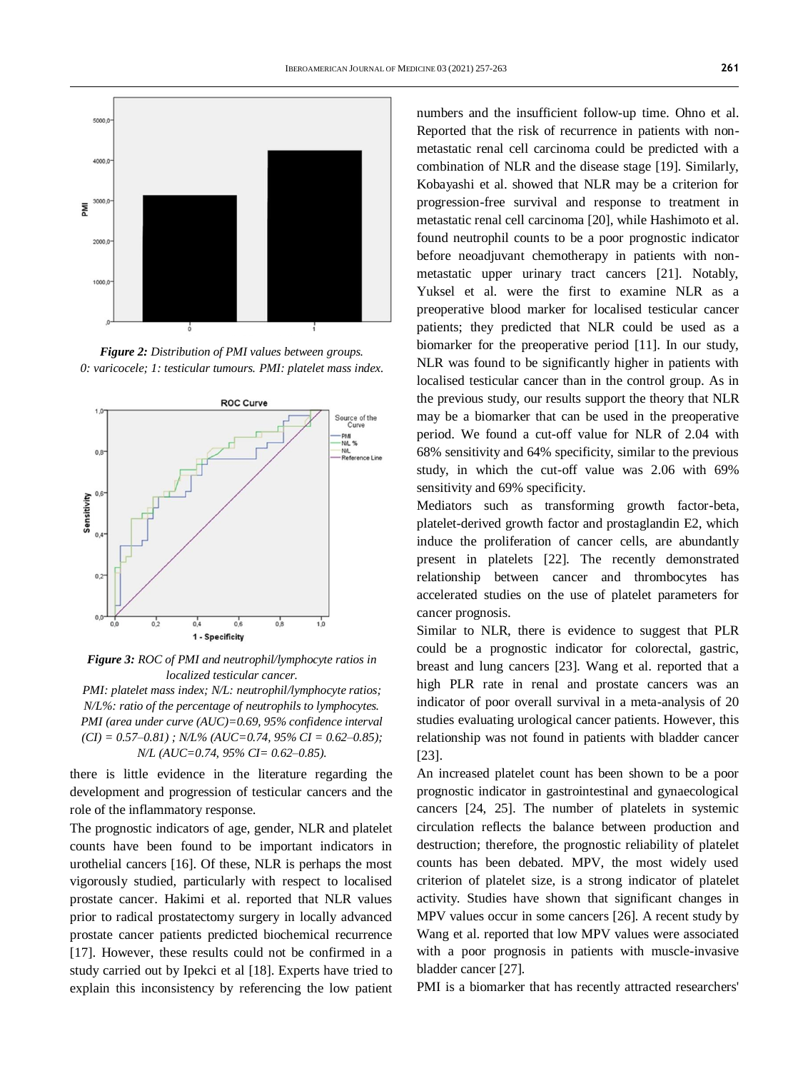*Figure 2: Distribution of PMI values between groups. 0: varicocele; 1: testicular tumours. PMI: platelet mass index.*

*Figure 3: ROC of PMI and neutrophil/lymphocyte ratios in localized testicular cancer.*

*PMI: platelet mass index; N/L: neutrophil/lymphocyte ratios; N/L%: ratio of the percentage of neutrophils to lymphocytes. PMI (area under curve (AUC)=0.69, 95% confidence interval (CI) = 0.57–0.81) ; N/L% (AUC=0.74, 95% CI = 0.62–0.85); N/L (AUC=0.74, 95% CI= 0.62–0.85).*

there is little evidence in the literature regarding the development and progression of testicular cancers and the role of the inflammatory response.

The prognostic indicators of age, gender, NLR and platelet counts have been found to be important indicators in urothelial cancers [16]. Of these, NLR is perhaps the most vigorously studied, particularly with respect to localised prostate cancer. Hakimi et al. reported that NLR values prior to radical prostatectomy surgery in locally advanced prostate cancer patients predicted biochemical recurrence [17]. However, these results could not be confirmed in a study carried out by Ipekci et al [18]. Experts have tried to explain this inconsistency by referencing the low patient numbers and the insufficient follow-up time. Ohno et al. Reported that the risk of recurrence in patients with non-metastatic renal cell carcinoma could be predicted with a combination of NLR and the disease stage [19]. Similarly, Kobayashi et al. showed that NLR may be a criterion for progression-free survival and response to treatment in metastatic renal cell carcinoma [20], while Hashimoto et al. found neutrophil counts to be a poor prognostic indicator before neoadjuvant chemotherapy in patients with non-metastatic upper urinary tract cancers [21]. Notably, Yuksel et al. were the first to examine NLR as a preoperative blood marker for localised testicular cancer patients; they predicted that NLR could be used as a biomarker for the preoperative period [11]. In our study, NLR was found to be significantly higher in patients with localised testicular cancer than in the control group. As in the previous study, our results support the theory that NLR may be a biomarker that can be used in the preoperative period. We found a cut-off value for NLR of 2.04 with 68% sensitivity and 64% specificity, similar to the previous study, in which the cut-off value was 2.06 with 69% sensitivity and 69% specificity.

Mediators such as transforming growth factor-beta, platelet-derived growth factor and prostaglandin E2, which induce the proliferation of cancer cells, are abundantly present in platelets [22]. The recently demonstrated relationship between cancer and thrombocytes has accelerated studies on the use of platelet parameters for cancer prognosis.

Similar to NLR, there is evidence to suggest that PLR could be a prognostic indicator for colorectal, gastric, breast and lung cancers [23]. Wang et al. reported that a high PLR rate in renal and prostate cancers was an indicator of poor overall survival in a meta-analysis of 20 studies evaluating urological cancer patients. However, this relationship was not found in patients with bladder cancer [23].

An increased platelet count has been shown to be a poor prognostic indicator in gastrointestinal and gynaecological cancers [24, 25]. The number of platelets in systemic circulation reflects the balance between production and destruction; therefore, the prognostic reliability of platelet counts has been debated. MPV, the most widely used criterion of platelet size, is a strong indicator of platelet activity. Studies have shown that significant changes in MPV values occur in some cancers [26]. A recent study by Wang et al. reported that low MPV values were associated with a poor prognosis in patients with muscle-invasive bladder cancer [27].

PMI is a biomarker that has recently attracted researchers'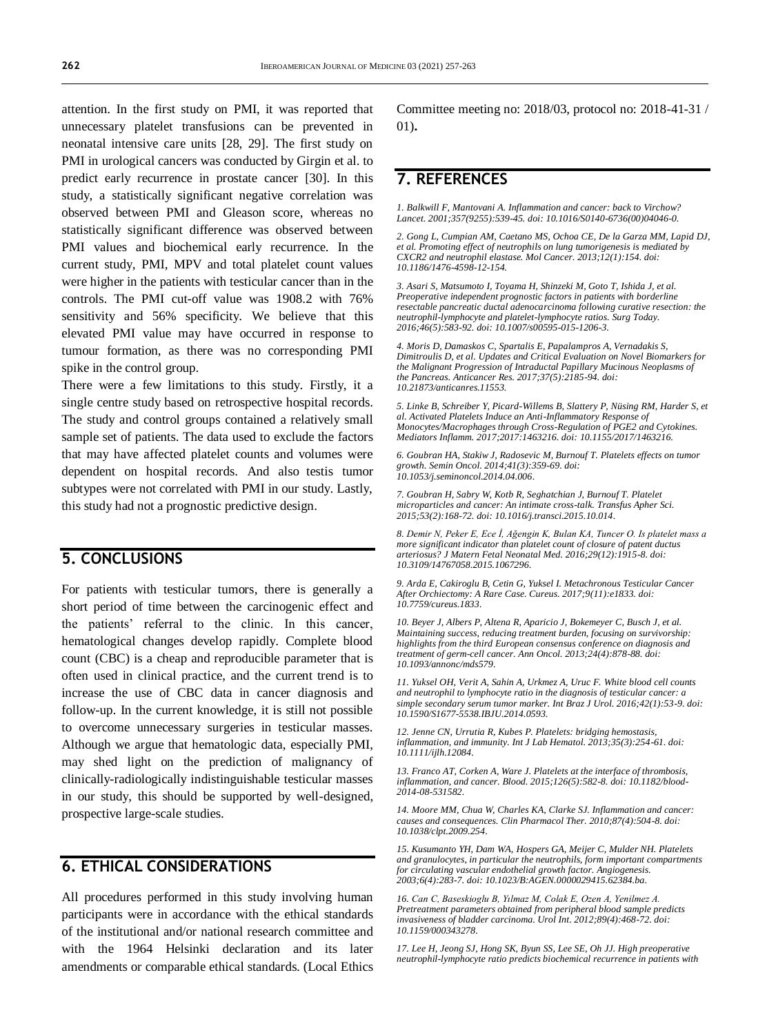attention. In the first study on PMI, it was reported that unnecessary platelet transfusions can be prevented in neonatal intensive care units [28, 29]. The first study on PMI in urological cancers was conducted by Girgin et al. to predict early recurrence in prostate cancer [30]. In this study, a statistically significant negative correlation was observed between PMI and Gleason score, whereas no statistically significant difference was observed between PMI values and biochemical early recurrence. In the current study, PMI, MPV and total platelet count values were higher in the patients with testicular cancer than in the controls. The PMI cut-off value was 1908.2 with 76% sensitivity and 56% specificity. We believe that this elevated PMI value may have occurred in response to tumour formation, as there was no corresponding PMI spike in the control group.

There were a few limitations to this study. Firstly, it a single centre study based on retrospective hospital records. The study and control groups contained a relatively small sample set of patients. The data used to exclude the factors that may have affected platelet counts and volumes were dependent on hospital records. And also testis tumor subtypes were not correlated with PMI in our study. Lastly, this study had not a prognostic predictive design.

## 5. CONCLUSIONS

For patients with testicular tumors, there is generally a short period of time between the carcinogenic effect and the patients' referral to the clinic. In this cancer, hematological changes develop rapidly. Complete blood count (CBC) is a cheap and reproducible parameter that is often used in clinical practice, and the current trend is to increase the use of CBC data in cancer diagnosis and follow-up. In the current knowledge, it is still not possible to overcome unnecessary surgeries in testicular masses. Although we argue that hematologic data, especially PMI, may shed light on the prediction of malignancy of clinically-radiologically indistinguishable testicular masses in our study, this should be supported by well-designed, prospective large-scale studies.

## 6. ETHICAL CONSIDERATIONS

All procedures performed in this study involving human participants were in accordance with the ethical standards of the institutional and/or national research committee and with the 1964 Helsinki declaration and its later amendments or comparable ethical standards. (Local Ethics Committee meeting no: 2018/03, protocol no: 2018-41-31 / 01)**.**

## 7. REFERENCES

*1. Balkwill F, Mantovani A. Inflammation and cancer: back to Virchow? Lancet. 2001;357(9255):539-45. doi: 10.1016/S0140-6736(00)04046-0.*

*2. Gong L, Cumpian AM, Caetano MS, Ochoa CE, De la Garza MM, Lapid DJ, et al. Promoting effect of neutrophils on lung tumorigenesis is mediated by CXCR2 and neutrophil elastase. Mol Cancer. 2013;12(1):154. doi: 10.1186/1476-4598-12-154.*

*3. Asari S, Matsumoto I, Toyama H, Shinzeki M, Goto T, Ishida J, et al. Preoperative independent prognostic factors in patients with borderline resectable pancreatic ductal adenocarcinoma following curative resection: the neutrophil-lymphocyte and platelet-lymphocyte ratios. Surg Today. 2016;46(5):583-92. doi: 10.1007/s00595-015-1206-3.*

*4. Moris D, Damaskos C, Spartalis E, Papalampros A, Vernadakis S, Dimitroulis D, et al. Updates and Critical Evaluation on Novel Biomarkers for the Malignant Progression of Intraductal Papillary Mucinous Neoplasms of the Pancreas. Anticancer Res. 2017;37(5):2185-94. doi: 10.21873/anticanres.11553.*

*5. Linke B, Schreiber Y, Picard-Willems B, Slattery P, Nüsing RM, Harder S, et al. Activated Platelets Induce an Anti-Inflammatory Response of Monocytes/Macrophages through Cross-Regulation of PGE2 and Cytokines. Mediators Inflamm. 2017;2017:1463216. doi: 10.1155/2017/1463216.*

*6. Goubran HA, Stakiw J, Radosevic M, Burnouf T. Platelets effects on tumor growth. Semin Oncol. 2014;41(3):359-69. doi: 10.1053/j.seminoncol.2014.04.006.*

*7. Goubran H, Sabry W, Kotb R, Seghatchian J, Burnouf T. Platelet microparticles and cancer: An intimate cross-talk. Transfus Apher Sci. 2015;53(2):168-72. doi: 10.1016/j.transci.2015.10.014.*

*8. Demir N, Peker E, Ece İ, Ağengin K, Bulan KA, Tuncer O. Is platelet mass a more significant indicator than platelet count of closure of patent ductus arteriosus? J Matern Fetal Neonatal Med. 2016;29(12):1915-8. doi: 10.3109/14767058.2015.1067296.*

*9. Arda E, Cakiroglu B, Cetin G, Yuksel I. Metachronous Testicular Cancer After Orchiectomy: A Rare Case. Cureus. 2017;9(11):e1833. doi: 10.7759/cureus.1833.*

*10. Beyer J, Albers P, Altena R, Aparicio J, Bokemeyer C, Busch J, et al. Maintaining success, reducing treatment burden, focusing on survivorship: highlights from the third European consensus conference on diagnosis and treatment of germ-cell cancer. Ann Oncol. 2013;24(4):878-88. doi: 10.1093/annonc/mds579.*

*11. Yuksel OH, Verit A, Sahin A, Urkmez A, Uruc F. White blood cell counts and neutrophil to lymphocyte ratio in the diagnosis of testicular cancer: a simple secondary serum tumor marker. Int Braz J Urol. 2016;42(1):53-9. doi: 10.1590/S1677-5538.IBJU.2014.0593.*

*12. Jenne CN, Urrutia R, Kubes P. Platelets: bridging hemostasis, inflammation, and immunity. Int J Lab Hematol. 2013;35(3):254-61. doi: 10.1111/ijlh.12084.*

*13. Franco AT, Corken A, Ware J. Platelets at the interface of thrombosis, inflammation, and cancer. Blood. 2015;126(5):582-8. doi: 10.1182/blood-2014-08-531582.*

*14. Moore MM, Chua W, Charles KA, Clarke SJ. Inflammation and cancer: causes and consequences. Clin Pharmacol Ther. 2010;87(4):504-8. doi: 10.1038/clpt.2009.254.*

*15. Kusumanto YH, Dam WA, Hospers GA, Meijer C, Mulder NH. Platelets and granulocytes, in particular the neutrophils, form important compartments for circulating vascular endothelial growth factor. Angiogenesis. 2003;6(4):283-7. doi: 10.1023/B:AGEN.0000029415.62384.ba.*

*16. Can C, Baseskioglu B, Yılmaz M, Colak E, Ozen A, Yenilmez A. Pretreatment parameters obtained from peripheral blood sample predicts invasiveness of bladder carcinoma. Urol Int. 2012;89(4):468-72. doi: 10.1159/000343278.*

*17. Lee H, Jeong SJ, Hong SK, Byun SS, Lee SE, Oh JJ. High preoperative neutrophil-lymphocyte ratio predicts biochemical recurrence in patients with*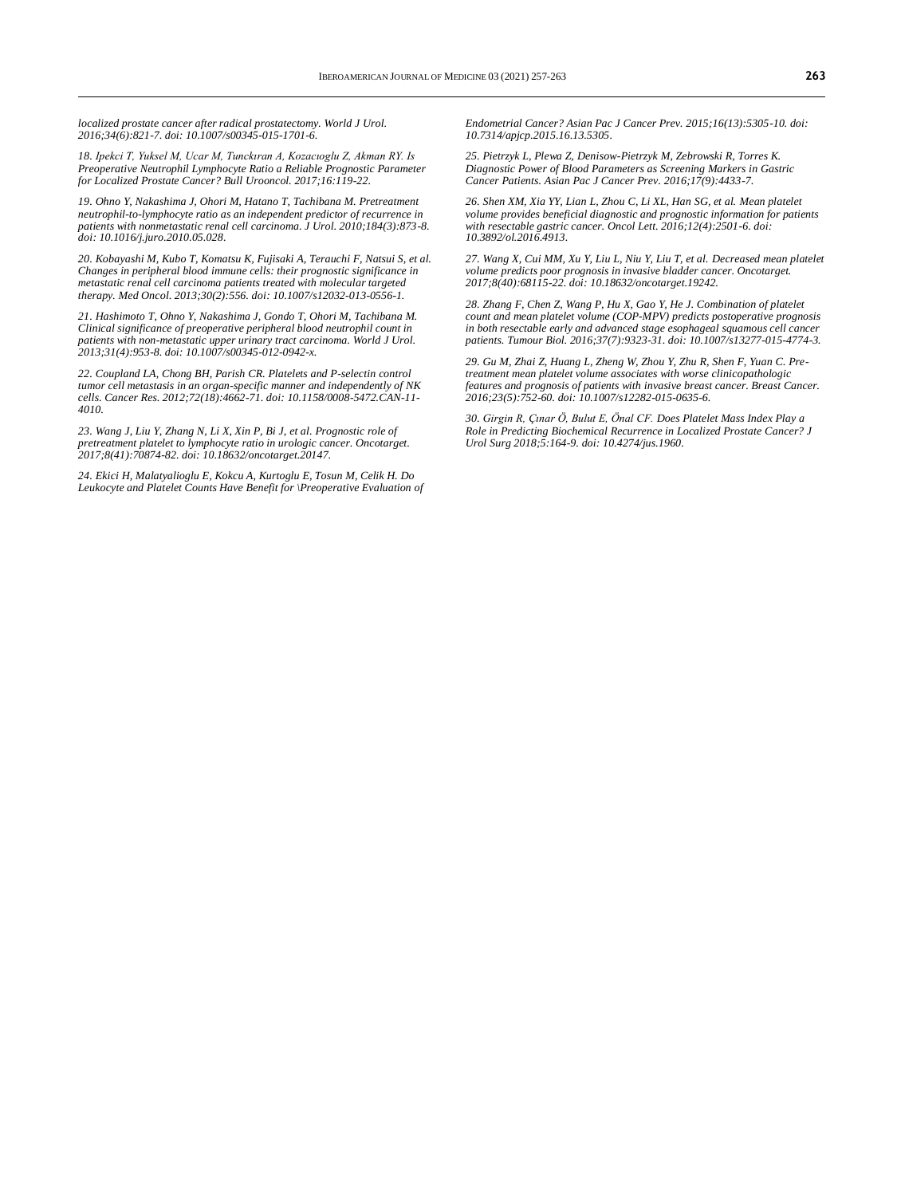*localized prostate cancer after radical prostatectomy. World J Urol. 2016;34(6):821-7. doi: 10.1007/s00345-015-1701-6.*

*18. Ipekci T, Yuksel M, Ucar M, Tunckıran A, Kozacıoglu Z, Akman RY. Is Preoperative Neutrophil Lymphocyte Ratio a Reliable Prognostic Parameter for Localized Prostate Cancer? Bull Urooncol. 2017;16:119-22.*

*19. Ohno Y, Nakashima J, Ohori M, Hatano T, Tachibana M. Pretreatment neutrophil-to-lymphocyte ratio as an independent predictor of recurrence in patients with nonmetastatic renal cell carcinoma. J Urol. 2010;184(3):873-8. doi: 10.1016/j.juro.2010.05.028.*

*20. Kobayashi M, Kubo T, Komatsu K, Fujisaki A, Terauchi F, Natsui S, et al. Changes in peripheral blood immune cells: their prognostic significance in metastatic renal cell carcinoma patients treated with molecular targeted therapy. Med Oncol. 2013;30(2):556. doi: 10.1007/s12032-013-0556-1.*

*21. Hashimoto T, Ohno Y, Nakashima J, Gondo T, Ohori M, Tachibana M. Clinical significance of preoperative peripheral blood neutrophil count in patients with non-metastatic upper urinary tract carcinoma. World J Urol. 2013;31(4):953-8. doi: 10.1007/s00345-012-0942-x.*

*22. Coupland LA, Chong BH, Parish CR. Platelets and P-selectin control tumor cell metastasis in an organ-specific manner and independently of NK cells. Cancer Res. 2012;72(18):4662-71. doi: 10.1158/0008-5472.CAN-11-4010.*

*23. Wang J, Liu Y, Zhang N, Li X, Xin P, Bi J, et al. Prognostic role of pretreatment platelet to lymphocyte ratio in urologic cancer. Oncotarget. 2017;8(41):70874-82. doi: 10.18632/oncotarget.20147.*

*24. Ekici H, Malatyalioglu E, Kokcu A, Kurtoglu E, Tosun M, Celik H. Do Leukocyte and Platelet Counts Have Benefit for \Preoperative Evaluation of Endometrial Cancer? Asian Pac J Cancer Prev. 2015;16(13):5305-10. doi: 10.7314/apjcp.2015.16.13.5305.*

*25. Pietrzyk L, Plewa Z, Denisow-Pietrzyk M, Zebrowski R, Torres K. Diagnostic Power of Blood Parameters as Screening Markers in Gastric Cancer Patients. Asian Pac J Cancer Prev. 2016;17(9):4433-7.*

*26. Shen XM, Xia YY, Lian L, Zhou C, Li XL, Han SG, et al. Mean platelet volume provides beneficial diagnostic and prognostic information for patients with resectable gastric cancer. Oncol Lett. 2016;12(4):2501-6. doi: 10.3892/ol.2016.4913.*

*27. Wang X, Cui MM, Xu Y, Liu L, Niu Y, Liu T, et al. Decreased mean platelet volume predicts poor prognosis in invasive bladder cancer. Oncotarget. 2017;8(40):68115-22. doi: 10.18632/oncotarget.19242.*

*28. Zhang F, Chen Z, Wang P, Hu X, Gao Y, He J. Combination of platelet count and mean platelet volume (COP-MPV) predicts postoperative prognosis in both resectable early and advanced stage esophageal squamous cell cancer patients. Tumour Biol. 2016;37(7):9323-31. doi: 10.1007/s13277-015-4774-3.*

*29. Gu M, Zhai Z, Huang L, Zheng W, Zhou Y, Zhu R, Shen F, Yuan C. Pre-treatment mean platelet volume associates with worse clinicopathologic features and prognosis of patients with invasive breast cancer. Breast Cancer. 2016;23(5):752-60. doi: 10.1007/s12282-015-0635-6.*

*30. Girgin R, Çınar Ö, Bulut E, Önal CF. Does Platelet Mass Index Play a Role in Predicting Biochemical Recurrence in Localized Prostate Cancer? J Urol Surg 2018;5:164-9. doi: 10.4274/jus.1960.*